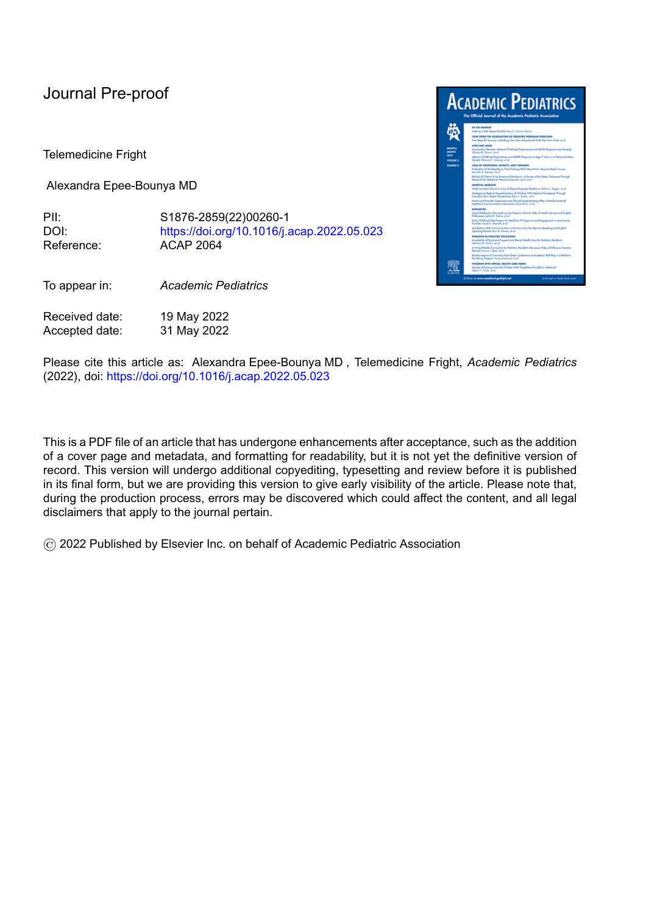Journal Pre-proof

Telemedicine Fright

Alexandra Epee-Bounya MD

| | |
|---|---|
| PII: | S1876-2859(22)00260-1 |
| DOI: | https://doi.org/10.1016/j.acap.2022.05.023 |
| Reference: | ACAP 2064 |

| | |
|---|---|
| To appear in: | *Academic Pediatrics* |

| | |
|---|---|
| Received date: | 19 May 2022 |
| Accepted date: | 31 May 2022 |

Please cite this article as: Alexandra Epee-Bounya MD , Telemedicine Fright, *Academic Pediatrics* (2022), doi: https://doi.org/10.1016/j.acap.2022.05.023

This is a PDF file of an article that has undergone enhancements after acceptance, such as the addition of a cover page and metadata, and formatting for readability, but it is not yet the definitive version of record. This version will undergo additional copyediting, typesetting and review before it is published in its final form, but we are providing this version to give early visibility of the article. Please note that, during the production process, errors may be discovered which could affect the content, and all legal disclaimers that apply to the journal pertain.

© 2022 Published by Elsevier Inc. on behalf of Academic Pediatric Association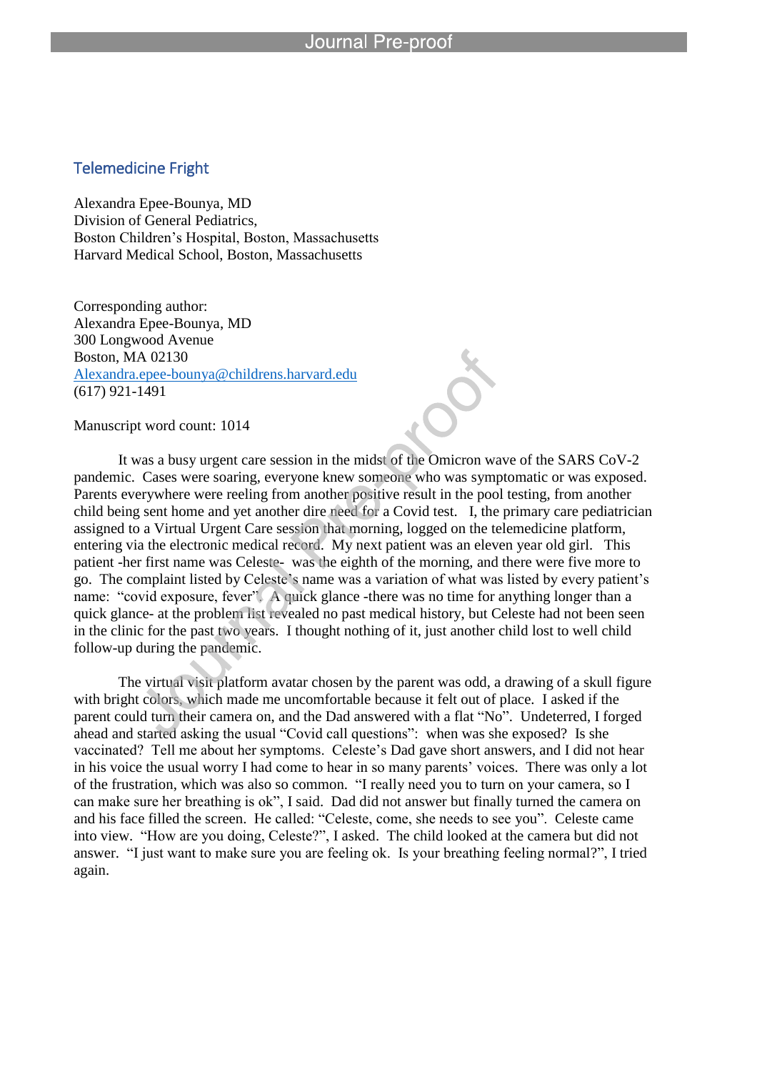## Telemedicine Fright

Alexandra Epee-Bounya, MD
Division of General Pediatrics,
Boston Children's Hospital, Boston, Massachusetts
Harvard Medical School, Boston, Massachusetts

Corresponding author:
Alexandra Epee-Bounya, MD
300 Longwood Avenue
Boston, MA 02130
Alexandra.epee-bounya@childrens.harvard.edu
(617) 921-1491

Manuscript word count: 1014

It was a busy urgent care session in the midst of the Omicron wave of the SARS CoV-2 pandemic. Cases were soaring, everyone knew someone who was symptomatic or was exposed. Parents everywhere were reeling from another positive result in the pool testing, from another child being sent home and yet another dire need for a Covid test. I, the primary care pediatrician assigned to a Virtual Urgent Care session that morning, logged on the telemedicine platform, entering via the electronic medical record. My next patient was an eleven year old girl. This patient -her first name was Celeste- was the eighth of the morning, and there were five more to go. The complaint listed by Celeste's name was a variation of what was listed by every patient's name: "covid exposure, fever". A quick glance -there was no time for anything longer than a quick glance- at the problem list revealed no past medical history, but Celeste had not been seen in the clinic for the past two years. I thought nothing of it, just another child lost to well child follow-up during the pandemic.

The virtual visit platform avatar chosen by the parent was odd, a drawing of a skull figure with bright colors, which made me uncomfortable because it felt out of place. I asked if the parent could turn their camera on, and the Dad answered with a flat "No". Undeterred, I forged ahead and started asking the usual "Covid call questions": when was she exposed? Is she vaccinated? Tell me about her symptoms. Celeste's Dad gave short answers, and I did not hear in his voice the usual worry I had come to hear in so many parents' voices. There was only a lot of the frustration, which was also so common. "I really need you to turn on your camera, so I can make sure her breathing is ok", I said. Dad did not answer but finally turned the camera on and his face filled the screen. He called: "Celeste, come, she needs to see you". Celeste came into view. "How are you doing, Celeste?", I asked. The child looked at the camera but did not answer. "I just want to make sure you are feeling ok. Is your breathing feeling normal?", I tried again.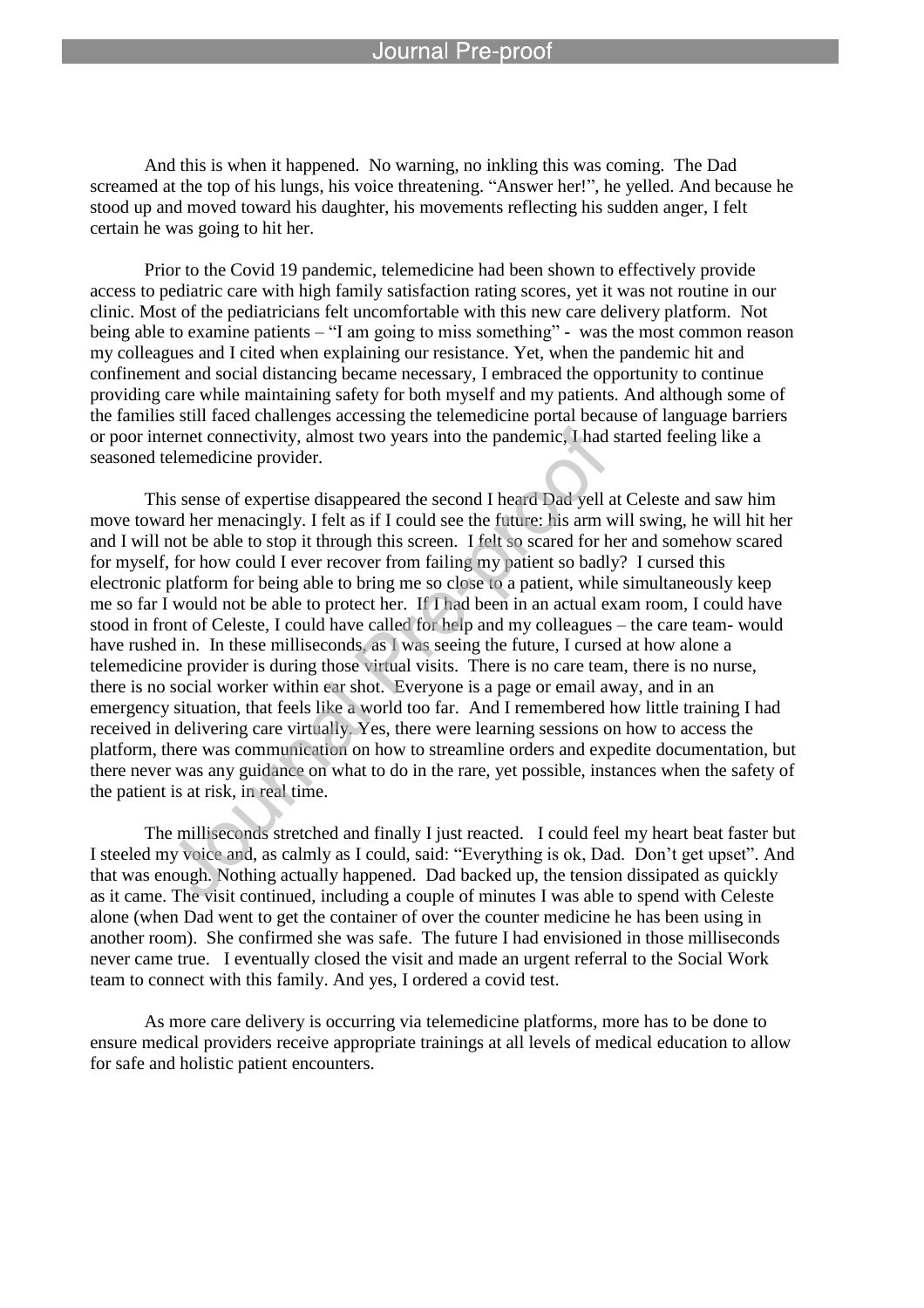And this is when it happened. No warning, no inkling this was coming. The Dad screamed at the top of his lungs, his voice threatening. "Answer her!", he yelled. And because he stood up and moved toward his daughter, his movements reflecting his sudden anger, I felt certain he was going to hit her.

Prior to the Covid 19 pandemic, telemedicine had been shown to effectively provide access to pediatric care with high family satisfaction rating scores, yet it was not routine in our clinic. Most of the pediatricians felt uncomfortable with this new care delivery platform. Not being able to examine patients – "I am going to miss something" - was the most common reason my colleagues and I cited when explaining our resistance. Yet, when the pandemic hit and confinement and social distancing became necessary, I embraced the opportunity to continue providing care while maintaining safety for both myself and my patients. And although some of the families still faced challenges accessing the telemedicine portal because of language barriers or poor internet connectivity, almost two years into the pandemic, I had started feeling like a seasoned telemedicine provider.

This sense of expertise disappeared the second I heard Dad yell at Celeste and saw him move toward her menacingly. I felt as if I could see the future: his arm will swing, he will hit her and I will not be able to stop it through this screen. I felt so scared for her and somehow scared for myself, for how could I ever recover from failing my patient so badly? I cursed this electronic platform for being able to bring me so close to a patient, while simultaneously keep me so far I would not be able to protect her. If I had been in an actual exam room, I could have stood in front of Celeste, I could have called for help and my colleagues – the care team- would have rushed in. In these milliseconds, as I was seeing the future, I cursed at how alone a telemedicine provider is during those virtual visits. There is no care team, there is no nurse, there is no social worker within ear shot. Everyone is a page or email away, and in an emergency situation, that feels like a world too far. And I remembered how little training I had received in delivering care virtually. Yes, there were learning sessions on how to access the platform, there was communication on how to streamline orders and expedite documentation, but there never was any guidance on what to do in the rare, yet possible, instances when the safety of the patient is at risk, in real time.

The milliseconds stretched and finally I just reacted. I could feel my heart beat faster but I steeled my voice and, as calmly as I could, said: "Everything is ok, Dad. Don't get upset". And that was enough. Nothing actually happened. Dad backed up, the tension dissipated as quickly as it came. The visit continued, including a couple of minutes I was able to spend with Celeste alone (when Dad went to get the container of over the counter medicine he has been using in another room). She confirmed she was safe. The future I had envisioned in those milliseconds never came true. I eventually closed the visit and made an urgent referral to the Social Work team to connect with this family. And yes, I ordered a covid test.

As more care delivery is occurring via telemedicine platforms, more has to be done to ensure medical providers receive appropriate trainings at all levels of medical education to allow for safe and holistic patient encounters.